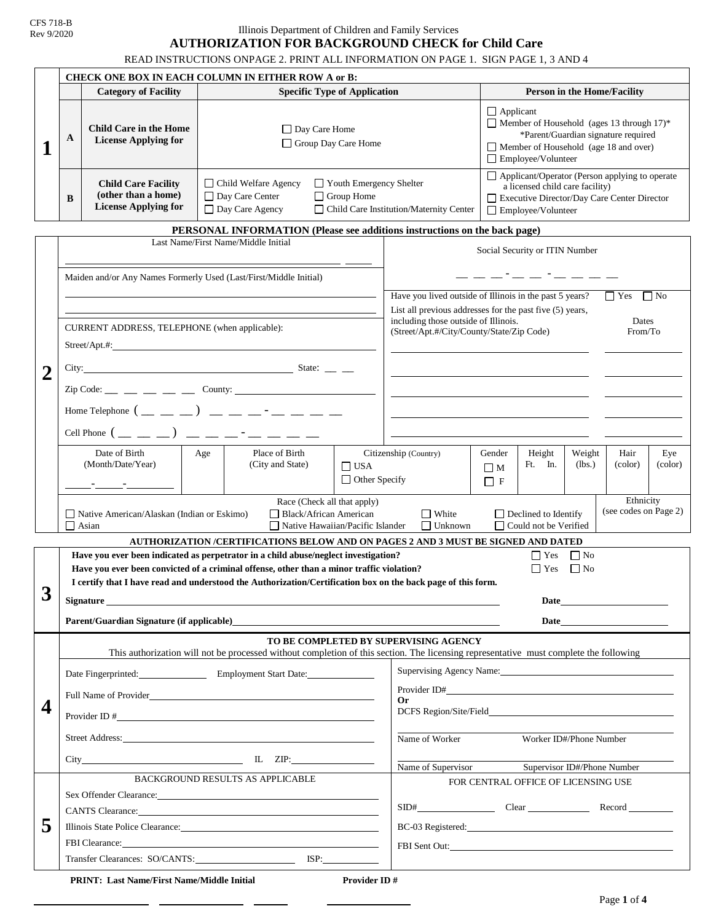CFS 718-B
Rev 9/2020

Illinois Department of Children and Family Services

# AUTHORIZATION FOR BACKGROUND CHECK for Child Care

READ INSTRUCTIONS ONPAGE 2. PRINT ALL INFORMATION ON PAGE 1. SIGN PAGE 1, 3 AND 4

## 1

**CHECK ONE BOX IN EACH COLUMN IN EITHER ROW A or B:**

| | Category of Facility | Specific Type of Application | Person in the Home/Facility |
|---|---|---|---|
| **A** | **Child Care in the Home License Applying for** | ☐ Day Care Home<br>☐ Group Day Care Home | ☐ Applicant<br>☐ Member of Household (ages 13 through 17)* *Parent/Guardian signature required<br>☐ Member of Household (age 18 and over)<br>☐ Employee/Volunteer |
| **B** | **Child Care Facility (other than a home) License Applying for** | ☐ Child Welfare Agency ☐ Youth Emergency Shelter<br>☐ Day Care Center ☐ Group Home<br>☐ Day Care Agency ☐ Child Care Institution/Maternity Center | ☐ Applicant/Operator (Person applying to operate a licensed child care facility)<br>☐ Executive Director/Day Care Center Director<br>☐ Employee/Volunteer |

## 2

**PERSONAL INFORMATION (Please see additions instructions on the back page)**

Last Name/First Name/Middle Initial ____________________

Social Security or ITIN Number ___ ___ ___ - ___ ___ - ___ ___ ___ ___

Maiden and/or Any Names Formerly Used (Last/First/Middle Initial) ____________________

Have you lived outside of Illinois in the past 5 years? ☐ Yes ☐ No

List all previous addresses for the past five (5) years, including those outside of Illinois. (Street/Apt.#/City/County/State/Zip Code) — Dates From/To

CURRENT ADDRESS, TELEPHONE (when applicable):

Street/Apt.#: ____________________

City: ____________________ State: __ __

Zip Code: __ __ __ __ __ County: ____________________

Home Telephone ( __ __ __ ) __ __ __ - __ __ __ __

Cell Phone ( __ __ __ ) __ __ __ - __ __ __ __

| Date of Birth (Month/Date/Year) | Age | Place of Birth (City and State) | Citizenship (Country) | Gender | Height Ft. In. | Weight (lbs.) | Hair (color) | Eye (color) |
|---|---|---|---|---|---|---|---|---|
| ____-____-________ | | | ☐ USA<br>☐ Other Specify | ☐ M<br>☐ F | | | | |

Race (Check all that apply)

☐ Native American/Alaskan (Indian or Eskimo) ☐ Black/African American ☐ White ☐ Declined to Identify
☐ Asian ☐ Native Hawaiian/Pacific Islander ☐ Unknown ☐ Could not be Verified

Ethnicity (see codes on Page 2)

## 3

**AUTHORIZATION /CERTIFICATIONS BELOW AND ON PAGES 2 AND 3 MUST BE SIGNED AND DATED**

**Have you ever been indicated as perpetrator in a child abuse/neglect investigation?** ☐ Yes ☐ No

**Have you ever been convicted of a criminal offense, other than a minor traffic violation?** ☐ Yes ☐ No

**I certify that I have read and understood the Authorization/Certification box on the back page of this form.**

**Signature** ____________________ **Date** __________

**Parent/Guardian Signature (if applicable)** ____________________ **Date** __________

## 4

**TO BE COMPLETED BY SUPERVISING AGENCY**

This authorization will not be processed without completion of this section. The licensing representative must complete the following

Date Fingerprinted: __________ Employment Start Date: __________

Full Name of Provider ____________________

Provider ID # ____________________

Street Address: ____________________

City ____________________ IL ZIP: __________

Supervising Agency Name: ____________________

Provider ID# ____________________

**Or**

DCFS Region/Site/Field ____________________

Name of Worker Worker ID#/Phone Number

Name of Supervisor Supervisor ID#/Phone Number

## 5

BACKGROUND RESULTS AS APPLICABLE

Sex Offender Clearance: ____________________

CANTS Clearance: ____________________

Illinois State Police Clearance: ____________________

FBI Clearance: ____________________

Transfer Clearances: SO/CANTS: __________ ISP: __________

FOR CENTRAL OFFICE OF LICENSING USE

SID# __________ Clear __________ Record __________

BC-03 Registered: ____________________

FBI Sent Out: ____________________

**PRINT: Last Name/First Name/Middle Initial** **Provider ID #**

__________ __________ ______ __________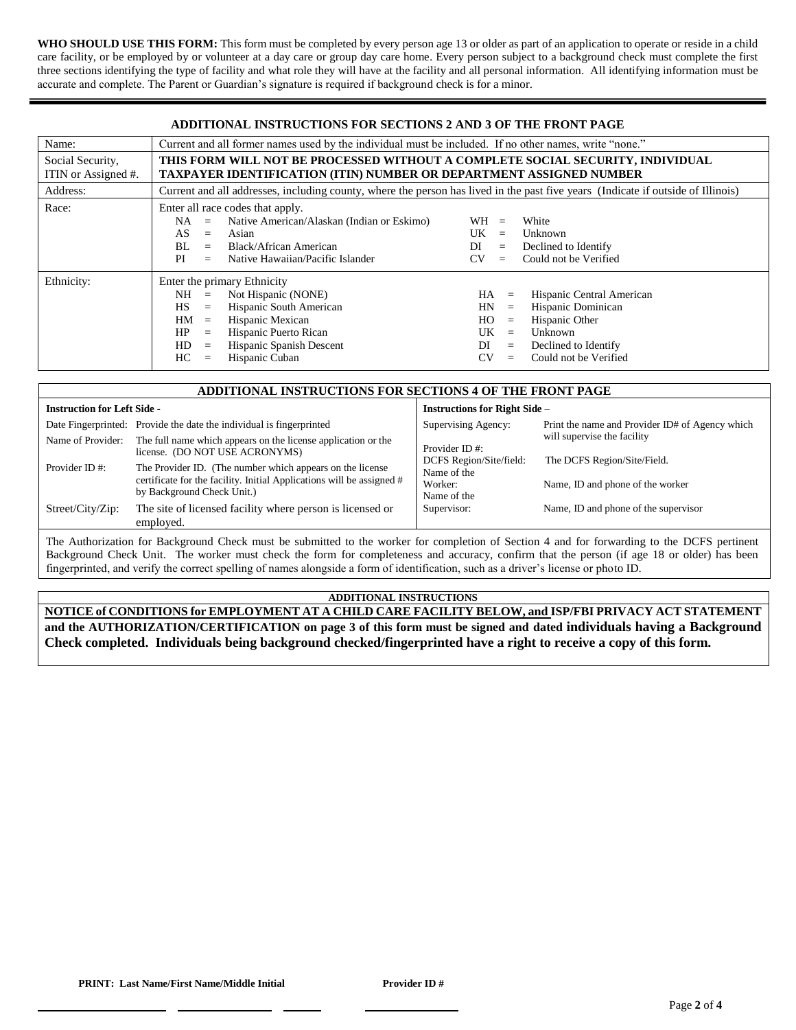**WHO SHOULD USE THIS FORM:** This form must be completed by every person age 13 or older as part of an application to operate or reside in a child care facility, or be employed by or volunteer at a day care or group day care home. Every person subject to a background check must complete the first three sections identifying the type of facility and what role they will have at the facility and all personal information. All identifying information must be accurate and complete. The Parent or Guardian's signature is required if background check is for a minor.

---

## ADDITIONAL INSTRUCTIONS FOR SECTIONS 2 AND 3 OF THE FRONT PAGE

| Name: | Current and all former names used by the individual must be included. If no other names, write "none." |
|---|---|
| Social Security, ITIN or Assigned #. | **THIS FORM WILL NOT BE PROCESSED WITHOUT A COMPLETE SOCIAL SECURITY, INDIVIDUAL TAXPAYER IDENTIFICATION (ITIN) NUMBER OR DEPARTMENT ASSIGNED NUMBER** |
| Address: | Current and all addresses, including county, where the person has lived in the past five years (Indicate if outside of Illinois) |
| Race: | Enter all race codes that apply.<br>NA = Native American/Alaskan (Indian or Eskimo)<br>AS = Asian<br>BL = Black/African American<br>PI = Native Hawaiian/Pacific Islander<br>WH = White<br>UK = Unknown<br>DI = Declined to Identify<br>CV = Could not be Verified |
| Ethnicity: | Enter the primary Ethnicity<br>NH = Not Hispanic (NONE)<br>HS = Hispanic South American<br>HM = Hispanic Mexican<br>HP = Hispanic Puerto Rican<br>HD = Hispanic Spanish Descent<br>HC = Hispanic Cuban<br>HA = Hispanic Central American<br>HN = Hispanic Dominican<br>HO = Hispanic Other<br>UK = Unknown<br>DI = Declined to Identify<br>CV = Could not be Verified |

## ADDITIONAL INSTRUCTIONS FOR SECTIONS 4 OF THE FRONT PAGE

**Instruction for Left Side -**

| | |
|---|---|
| Date Fingerprinted: | Provide the date the individual is fingerprinted |
| Name of Provider: | The full name which appears on the license application or the license. (DO NOT USE ACRONYMS) |
| Provider ID #: | The Provider ID. (The number which appears on the license certificate for the facility. Initial Applications will be assigned # by Background Check Unit.) |
| Street/City/Zip: | The site of licensed facility where person is licensed or employed. |

**Instructions for Right Side –**

| | |
|---|---|
| Supervising Agency:<br>Provider ID #: | Print the name and Provider ID# of Agency which will supervise the facility |
| DCFS Region/Site/field: | The DCFS Region/Site/Field. |
| Name of the Worker: | Name, ID and phone of the worker |
| Name of the Supervisor: | Name, ID and phone of the supervisor |

The Authorization for Background Check must be submitted to the worker for completion of Section 4 and for forwarding to the DCFS pertinent Background Check Unit. The worker must check the form for completeness and accuracy, confirm that the person (if age 18 or older) has been fingerprinted, and verify the correct spelling of names alongside a form of identification, such as a driver's license or photo ID.

### ADDITIONAL INSTRUCTIONS

**NOTICE of CONDITIONS for EMPLOYMENT AT A CHILD CARE FACILITY BELOW, and ISP/FBI PRIVACY ACT STATEMENT and the AUTHORIZATION/CERTIFICATION on page 3 of this form must be signed and dated individuals having a Background Check completed. Individuals being background checked/fingerprinted have a right to receive a copy of this form.**

**PRINT: Last Name/First Name/Middle Initial** \_\_\_\_\_\_\_\_\_\_\_\_ \_\_\_\_\_\_\_\_\_\_ \_\_\_\_

**Provider ID #** \_\_\_\_\_\_\_\_\_\_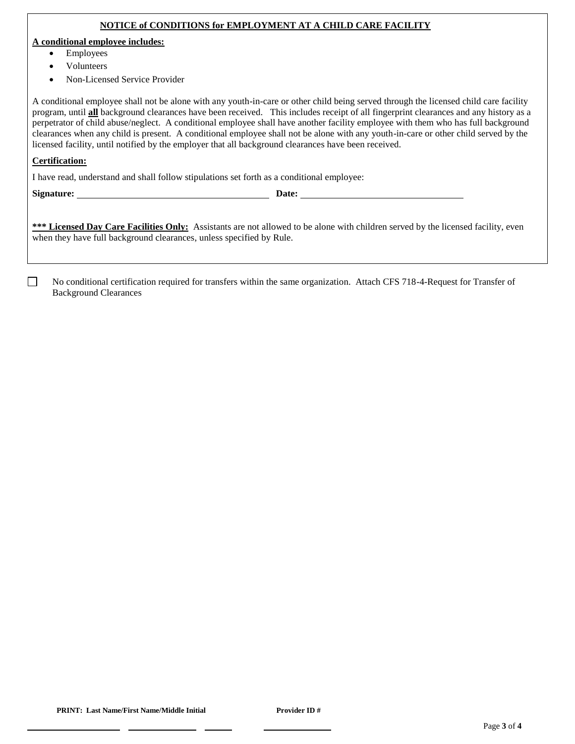## NOTICE of CONDITIONS for EMPLOYMENT AT A CHILD CARE FACILITY

**A conditional employee includes:**

- Employees
- Volunteers
- Non-Licensed Service Provider

A conditional employee shall not be alone with any youth-in-care or other child being served through the licensed child care facility program, until **all** background clearances have been received. This includes receipt of all fingerprint clearances and any history as a perpetrator of child abuse/neglect. A conditional employee shall have another facility employee with them who has full background clearances when any child is present. A conditional employee shall not be alone with any youth-in-care or other child served by the licensed facility, until notified by the employer that all background clearances have been received.

**Certification:**

I have read, understand and shall follow stipulations set forth as a conditional employee:

**Signature:** ______________________________ **Date:** ______________________________

***** Licensed Day Care Facilities Only:** Assistants are not allowed to be alone with children served by the licensed facility, even when they have full background clearances, unless specified by Rule.

☐ No conditional certification required for transfers within the same organization. Attach CFS 718-4-Request for Transfer of Background Clearances

**PRINT: Last Name/First Name/Middle Initial** ____________ ____________ ______ **Provider ID #** ____________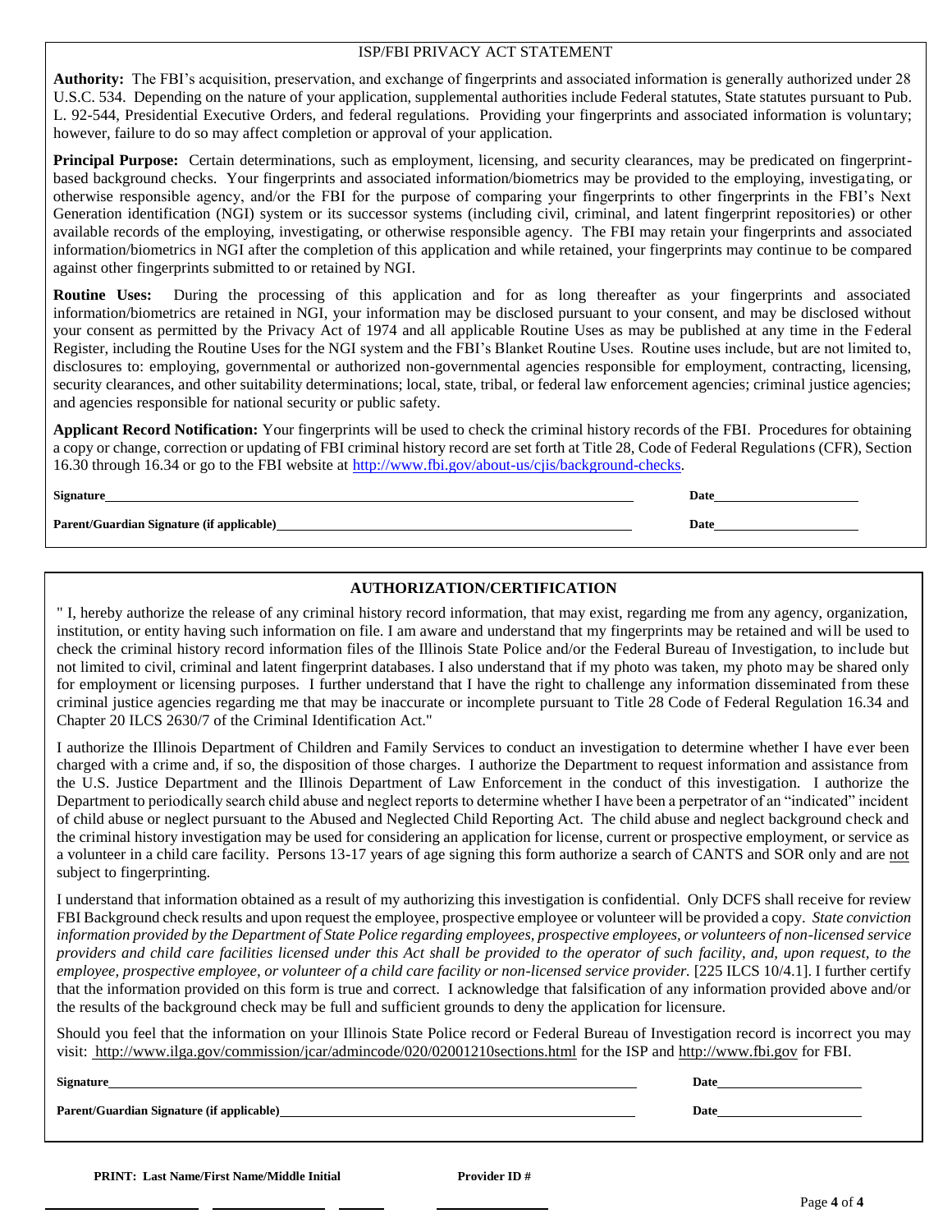## ISP/FBI PRIVACY ACT STATEMENT

**Authority:** The FBI's acquisition, preservation, and exchange of fingerprints and associated information is generally authorized under 28 U.S.C. 534. Depending on the nature of your application, supplemental authorities include Federal statutes, State statutes pursuant to Pub. L. 92-544, Presidential Executive Orders, and federal regulations. Providing your fingerprints and associated information is voluntary; however, failure to do so may affect completion or approval of your application.

**Principal Purpose:** Certain determinations, such as employment, licensing, and security clearances, may be predicated on fingerprint-based background checks. Your fingerprints and associated information/biometrics may be provided to the employing, investigating, or otherwise responsible agency, and/or the FBI for the purpose of comparing your fingerprints to other fingerprints in the FBI's Next Generation identification (NGI) system or its successor systems (including civil, criminal, and latent fingerprint repositories) or other available records of the employing, investigating, or otherwise responsible agency. The FBI may retain your fingerprints and associated information/biometrics in NGI after the completion of this application and while retained, your fingerprints may continue to be compared against other fingerprints submitted to or retained by NGI.

**Routine Uses:** During the processing of this application and for as long thereafter as your fingerprints and associated information/biometrics are retained in NGI, your information may be disclosed pursuant to your consent, and may be disclosed without your consent as permitted by the Privacy Act of 1974 and all applicable Routine Uses as may be published at any time in the Federal Register, including the Routine Uses for the NGI system and the FBI's Blanket Routine Uses. Routine uses include, but are not limited to, disclosures to: employing, governmental or authorized non-governmental agencies responsible for employment, contracting, licensing, security clearances, and other suitability determinations; local, state, tribal, or federal law enforcement agencies; criminal justice agencies; and agencies responsible for national security or public safety.

**Applicant Record Notification:** Your fingerprints will be used to check the criminal history records of the FBI. Procedures for obtaining a copy or change, correction or updating of FBI criminal history record are set forth at Title 28, Code of Federal Regulations (CFR), Section 16.30 through 16.34 or go to the FBI website at http://www.fbi.gov/about-us/cjis/background-checks.

**Signature**\_\_\_\_\_\_\_\_\_\_\_\_\_\_\_\_\_\_\_\_\_\_\_\_\_\_\_\_\_\_ **Date**\_\_\_\_\_\_\_\_\_\_\_\_\_\_

**Parent/Guardian Signature (if applicable)**\_\_\_\_\_\_\_\_\_\_\_\_\_\_\_\_\_\_\_\_\_\_\_\_\_\_\_\_\_\_ **Date**\_\_\_\_\_\_\_\_\_\_\_\_\_\_

## AUTHORIZATION/CERTIFICATION

" I, hereby authorize the release of any criminal history record information, that may exist, regarding me from any agency, organization, institution, or entity having such information on file. I am aware and understand that my fingerprints may be retained and will be used to check the criminal history record information files of the Illinois State Police and/or the Federal Bureau of Investigation, to include but not limited to civil, criminal and latent fingerprint databases. I also understand that if my photo was taken, my photo may be shared only for employment or licensing purposes. I further understand that I have the right to challenge any information disseminated from these criminal justice agencies regarding me that may be inaccurate or incomplete pursuant to Title 28 Code of Federal Regulation 16.34 and Chapter 20 ILCS 2630/7 of the Criminal Identification Act."

I authorize the Illinois Department of Children and Family Services to conduct an investigation to determine whether I have ever been charged with a crime and, if so, the disposition of those charges. I authorize the Department to request information and assistance from the U.S. Justice Department and the Illinois Department of Law Enforcement in the conduct of this investigation. I authorize the Department to periodically search child abuse and neglect reports to determine whether I have been a perpetrator of an "indicated" incident of child abuse or neglect pursuant to the Abused and Neglected Child Reporting Act. The child abuse and neglect background check and the criminal history investigation may be used for considering an application for license, current or prospective employment, or service as a volunteer in a child care facility. Persons 13-17 years of age signing this form authorize a search of CANTS and SOR only and are <u>not</u> subject to fingerprinting.

I understand that information obtained as a result of my authorizing this investigation is confidential. Only DCFS shall receive for review FBI Background check results and upon request the employee, prospective employee or volunteer will be provided a copy. *State conviction information provided by the Department of State Police regarding employees, prospective employees, or volunteers of non-licensed service providers and child care facilities licensed under this Act shall be provided to the operator of such facility, and, upon request, to the employee, prospective employee, or volunteer of a child care facility or non-licensed service provider.* [225 ILCS 10/4.1]. I further certify that the information provided on this form is true and correct. I acknowledge that falsification of any information provided above and/or the results of the background check may be full and sufficient grounds to deny the application for licensure.

Should you feel that the information on your Illinois State Police record or Federal Bureau of Investigation record is incorrect you may visit: http://www.ilga.gov/commission/jcar/admincode/020/02001210sections.html for the ISP and http://www.fbi.gov for FBI.

**Signature**\_\_\_\_\_\_\_\_\_\_\_\_\_\_\_\_\_\_\_\_\_\_\_\_\_\_\_\_\_\_ **Date**\_\_\_\_\_\_\_\_\_\_\_\_\_\_

**Parent/Guardian Signature (if applicable)**\_\_\_\_\_\_\_\_\_\_\_\_\_\_\_\_\_\_\_\_\_\_\_\_\_\_\_\_\_\_ **Date**\_\_\_\_\_\_\_\_\_\_\_\_\_\_

**PRINT: Last Name/First Name/Middle Initial** **Provider ID #**

\_\_\_\_\_\_\_\_\_\_\_\_\_\_ \_\_\_\_\_\_\_\_\_\_\_\_ \_\_\_\_ \_\_\_\_\_\_\_\_\_\_\_\_